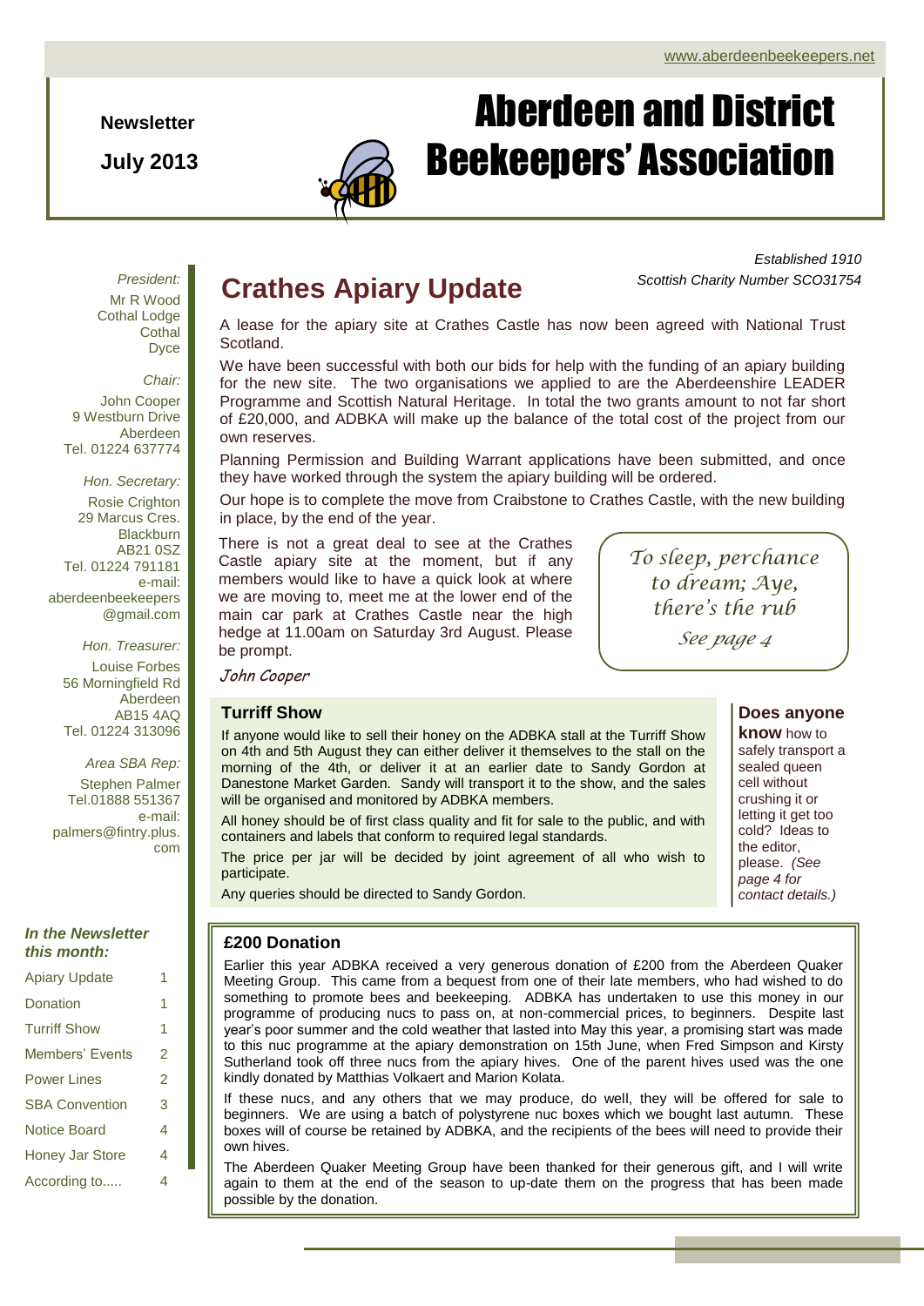www.aberdeenbeekeepers.net

**Newsletter**

**July 2013**

# Aberdeen and District Beekeepers' Association

*Established 1910*
*Scottish Charity Number SCO31754*

*President:*
Mr R Wood
Cothal Lodge
Cothal
Dyce

*Chair:*
John Cooper
9 Westburn Drive
Aberdeen
Tel. 01224 637774

*Hon. Secretary:*
Rosie Crighton
29 Marcus Cres.
Blackburn
AB21 0SZ
Tel. 01224 791181
e-mail:
aberdeenbeekeepers@gmail.com

*Hon. Treasurer:*
Louise Forbes
56 Morningfield Rd
Aberdeen
AB15 4AQ
Tel. 01224 313096

*Area SBA Rep:*
Stephen Palmer
Tel.01888 551367
e-mail:
palmers@fintry.plus.com

***In the Newsletter this month:***

| | |
|---|---|
| Apiary Update | 1 |
| Donation | 1 |
| Turriff Show | 1 |
| Members' Events | 2 |
| Power Lines | 2 |
| SBA Convention | 3 |
| Notice Board | 4 |
| Honey Jar Store | 4 |
| According to..... | 4 |

## Crathes Apiary Update

A lease for the apiary site at Crathes Castle has now been agreed with National Trust Scotland.

We have been successful with both our bids for help with the funding of an apiary building for the new site. The two organisations we applied to are the Aberdeenshire LEADER Programme and Scottish Natural Heritage. In total the two grants amount to not far short of £20,000, and ADBKA will make up the balance of the total cost of the project from our own reserves.

Planning Permission and Building Warrant applications have been submitted, and once they have worked through the system the apiary building will be ordered.

Our hope is to complete the move from Craibstone to Crathes Castle, with the new building in place, by the end of the year.

There is not a great deal to see at the Crathes Castle apiary site at the moment, but if any members would like to have a quick look at where we are moving to, meet me at the lower end of the main car park at Crathes Castle near the high hedge at 11.00am on Saturday 3rd August. Please be prompt.

*John Cooper*

> *To sleep, perchance to dream; Aye, there's the rub*
>
> *See page 4*

### Turriff Show

If anyone would like to sell their honey on the ADBKA stall at the Turriff Show on 4th and 5th August they can either deliver it themselves to the stall on the morning of the 4th, or deliver it at an earlier date to Sandy Gordon at Danestone Market Garden. Sandy will transport it to the show, and the sales will be organised and monitored by ADBKA members.

All honey should be of first class quality and fit for sale to the public, and with containers and labels that conform to required legal standards.

The price per jar will be decided by joint agreement of all who wish to participate.

Any queries should be directed to Sandy Gordon.

**Does anyone know** how to safely transport a sealed queen cell without crushing it or letting it get too cold? Ideas to the editor, please. *(See page 4 for contact details.)*

### £200 Donation

Earlier this year ADBKA received a very generous donation of £200 from the Aberdeen Quaker Meeting Group. This came from a bequest from one of their late members, who had wished to do something to promote bees and beekeeping. ADBKA has undertaken to use this money in our programme of producing nucs to pass on, at non-commercial prices, to beginners. Despite last year's poor summer and the cold weather that lasted into May this year, a promising start was made to this nuc programme at the apiary demonstration on 15th June, when Fred Simpson and Kirsty Sutherland took off three nucs from the apiary hives. One of the parent hives used was the one kindly donated by Matthias Volkaert and Marion Kolata.

If these nucs, and any others that we may produce, do well, they will be offered for sale to beginners. We are using a batch of polystyrene nuc boxes which we bought last autumn. These boxes will of course be retained by ADBKA, and the recipients of the bees will need to provide their own hives.

The Aberdeen Quaker Meeting Group have been thanked for their generous gift, and I will write again to them at the end of the season to up-date them on the progress that has been made possible by the donation.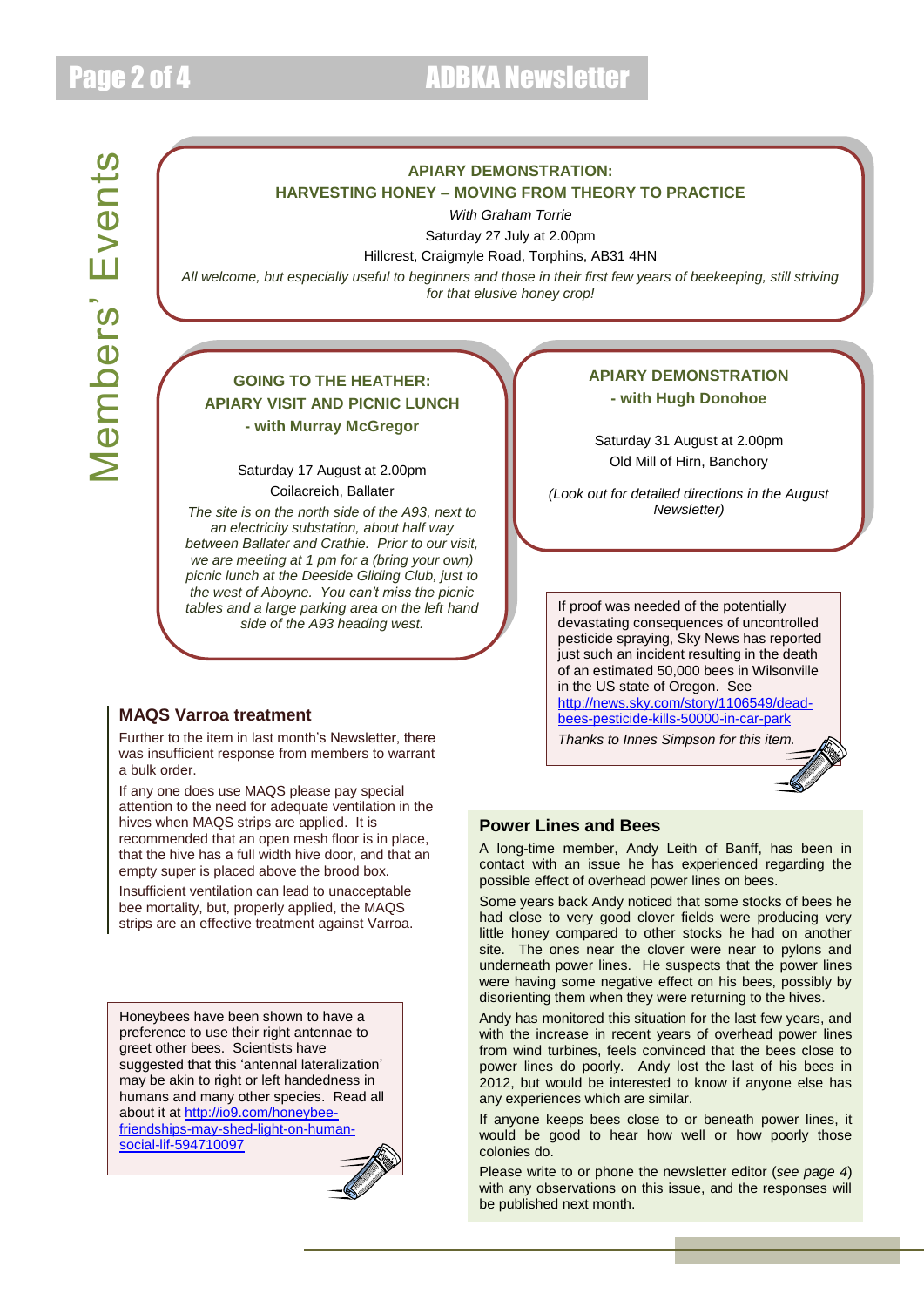# Members' Events

### APIARY DEMONSTRATION: HARVESTING HONEY – MOVING FROM THEORY TO PRACTICE

*With Graham Torrie*

Saturday 27 July at 2.00pm

Hillcrest, Craigmyle Road, Torphins, AB31 4HN

*All welcome, but especially useful to beginners and those in their first few years of beekeeping, still striving for that elusive honey crop!*

### GOING TO THE HEATHER: APIARY VISIT AND PICNIC LUNCH - with Murray McGregor

Saturday 17 August at 2.00pm

Coilacreich, Ballater

*The site is on the north side of the A93, next to an electricity substation, about half way between Ballater and Crathie. Prior to our visit, we are meeting at 1 pm for a (bring your own) picnic lunch at the Deeside Gliding Club, just to the west of Aboyne. You can't miss the picnic tables and a large parking area on the left hand side of the A93 heading west.*

### APIARY DEMONSTRATION - with Hugh Donohoe

Saturday 31 August at 2.00pm

Old Mill of Hirn, Banchory

*(Look out for detailed directions in the August Newsletter)*

## MAQS Varroa treatment

Further to the item in last month's Newsletter, there was insufficient response from members to warrant a bulk order.

If any one does use MAQS please pay special attention to the need for adequate ventilation in the hives when MAQS strips are applied. It is recommended that an open mesh floor is in place, that the hive has a full width hive door, and that an empty super is placed above the brood box.

Insufficient ventilation can lead to unacceptable bee mortality, but, properly applied, the MAQS strips are an effective treatment against Varroa.

---

If proof was needed of the potentially devastating consequences of uncontrolled pesticide spraying, Sky News has reported just such an incident resulting in the death of an estimated 50,000 bees in Wilsonville in the US state of Oregon. See http://news.sky.com/story/1106549/dead-bees-pesticide-kills-50000-in-car-park

*Thanks to Innes Simpson for this item.*

---

Honeybees have been shown to have a preference to use their right antennae to greet other bees. Scientists have suggested that this 'antennal lateralization' may be akin to right or left handedness in humans and many other species. Read all about it at http://io9.com/honeybee-friendships-may-shed-light-on-human-social-lif-594710097

---

## Power Lines and Bees

A long-time member, Andy Leith of Banff, has been in contact with an issue he has experienced regarding the possible effect of overhead power lines on bees.

Some years back Andy noticed that some stocks of bees he had close to very good clover fields were producing very little honey compared to other stocks he had on another site. The ones near the clover were near to pylons and underneath power lines. He suspects that the power lines were having some negative effect on his bees, possibly by disorienting them when they were returning to the hives.

Andy has monitored this situation for the last few years, and with the increase in recent years of overhead power lines from wind turbines, feels convinced that the bees close to power lines do poorly. Andy lost the last of his bees in 2012, but would be interested to know if anyone else has any experiences which are similar.

If anyone keeps bees close to or beneath power lines, it would be good to hear how well or how poorly those colonies do.

Please write to or phone the newsletter editor (*see page 4*) with any observations on this issue, and the responses will be published next month.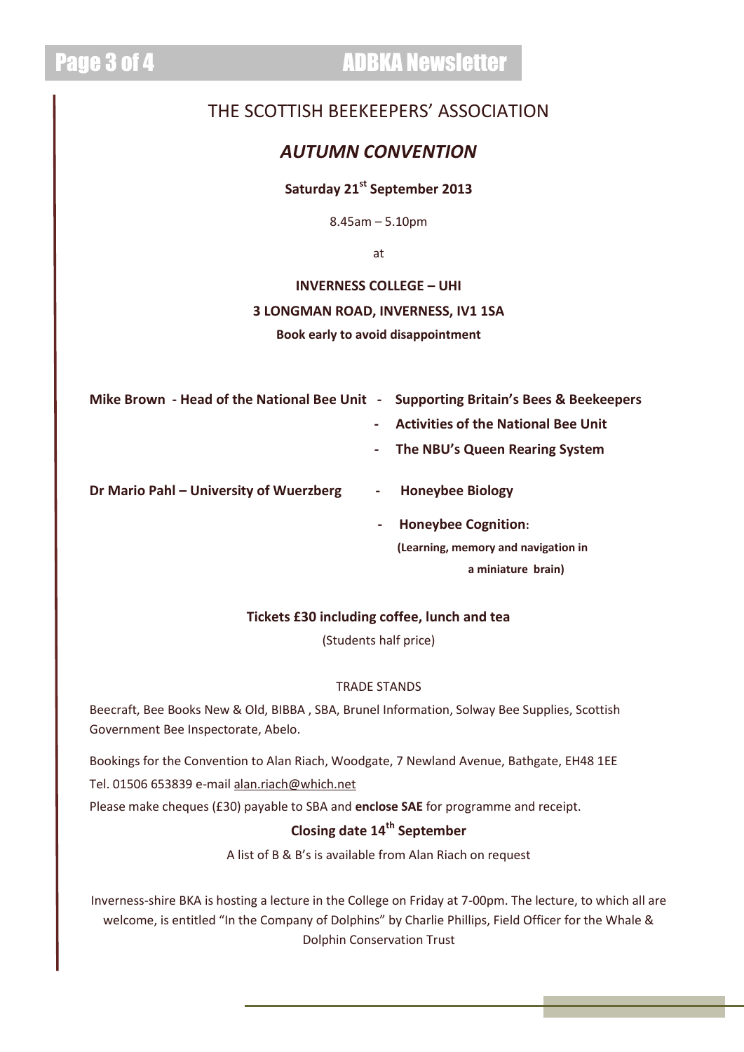# THE SCOTTISH BEEKEEPERS' ASSOCIATION

## *AUTUMN CONVENTION*

**Saturday 21st September 2013**

8.45am – 5.10pm

at

**INVERNESS COLLEGE – UHI**

**3 LONGMAN ROAD, INVERNESS, IV1 1SA**

**Book early to avoid disappointment**

**Mike Brown - Head of the National Bee Unit**
- **Supporting Britain's Bees & Beekeepers**
- **Activities of the National Bee Unit**
- **The NBU's Queen Rearing System**

**Dr Mario Pahl – University of Wuerzberg**
- **Honeybee Biology**
- **Honeybee Cognition:** **(Learning, memory and navigation in a miniature brain)**

**Tickets £30 including coffee, lunch and tea**

(Students half price)

TRADE STANDS

Beecraft, Bee Books New & Old, BIBBA , SBA, Brunel Information, Solway Bee Supplies, Scottish Government Bee Inspectorate, Abelo.

Bookings for the Convention to Alan Riach, Woodgate, 7 Newland Avenue, Bathgate, EH48 1EE

Tel. 01506 653839 e-mail alan.riach@which.net

Please make cheques (£30) payable to SBA and **enclose SAE** for programme and receipt.

**Closing date 14th September**

A list of B & B's is available from Alan Riach on request

Inverness-shire BKA is hosting a lecture in the College on Friday at 7-00pm. The lecture, to which all are welcome, is entitled "In the Company of Dolphins" by Charlie Phillips, Field Officer for the Whale & Dolphin Conservation Trust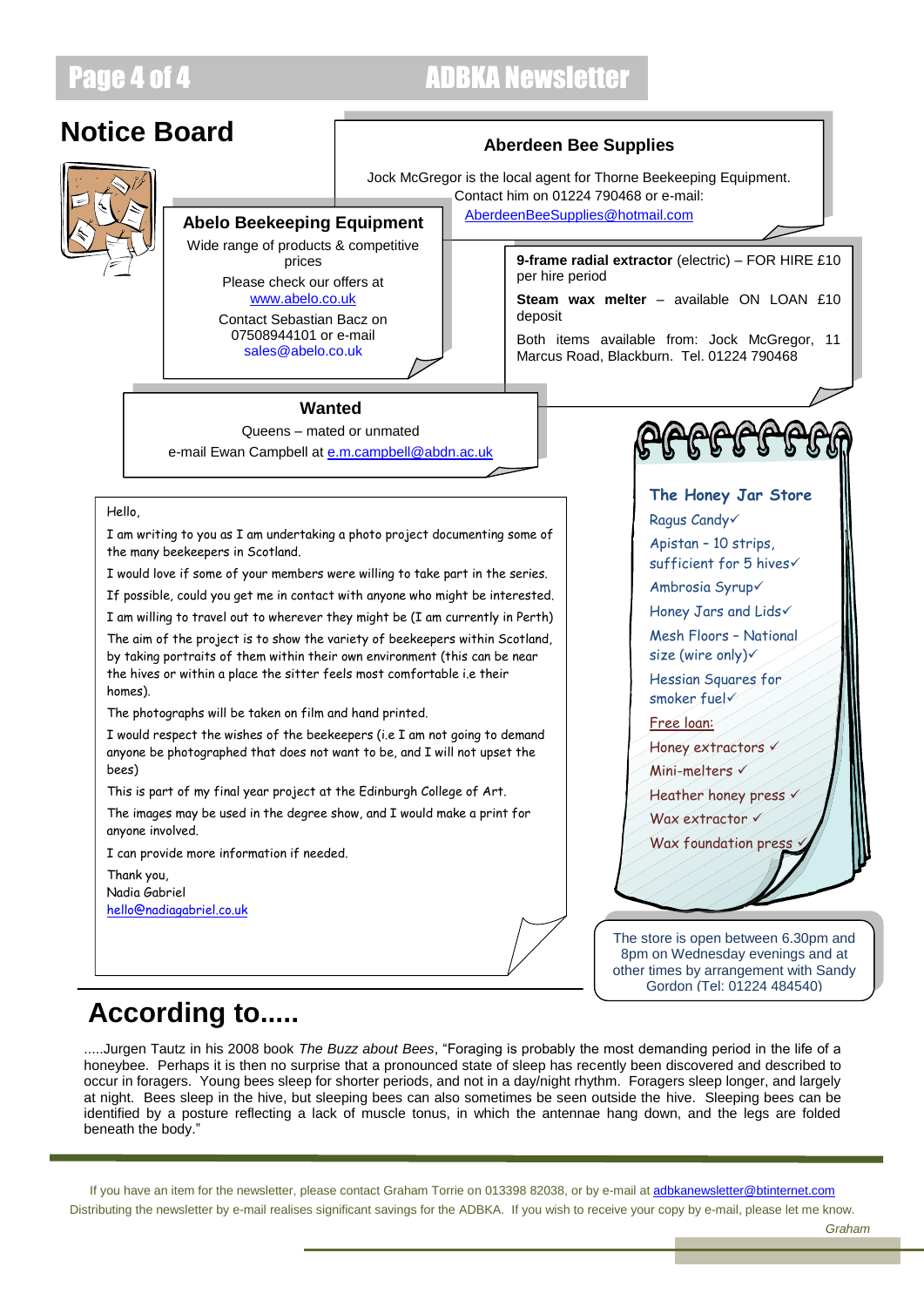# Notice Board

### Aberdeen Bee Supplies

Jock McGregor is the local agent for Thorne Beekeeping Equipment. Contact him on 01224 790468 or e-mail: AberdeenBeeSupplies@hotmail.com

### Abelo Beekeeping Equipment

Wide range of products & competitive prices

Please check our offers at www.abelo.co.uk

Contact Sebastian Bacz on 07508944101 or e-mail sales@abelo.co.uk

**9-frame radial extractor** (electric) – FOR HIRE £10 per hire period

**Steam wax melter** – available ON LOAN £10 deposit

Both items available from: Jock McGregor, 11 Marcus Road, Blackburn. Tel. 01224 790468

### Wanted

Queens – mated or unmated

e-mail Ewan Campbell at e.m.campbell@abdn.ac.uk

Hello,

I am writing to you as I am undertaking a photo project documenting some of the many beekeepers in Scotland.

I would love if some of your members were willing to take part in the series.

If possible, could you get me in contact with anyone who might be interested.

I am willing to travel out to wherever they might be (I am currently in Perth)

The aim of the project is to show the variety of beekeepers within Scotland, by taking portraits of them within their own environment (this can be near the hives or within a place the sitter feels most comfortable i.e their homes).

The photographs will be taken on film and hand printed.

I would respect the wishes of the beekeepers (i.e I am not going to demand anyone be photographed that does not want to be, and I will not upset the bees)

This is part of my final year project at the Edinburgh College of Art.

The images may be used in the degree show, and I would make a print for anyone involved.

I can provide more information if needed.

Thank you,
Nadia Gabriel
hello@nadiagabriel.co.uk

### The Honey Jar Store

- Ragus Candy✓
- Apistan - 10 strips, sufficient for 5 hives✓
- Ambrosia Syrup✓
- Honey Jars and Lids✓
- Mesh Floors - National size (wire only)✓
- Hessian Squares for smoker fuel✓

Free loan:

- Honey extractors ✓
- Mini-melters ✓
- Heather honey press ✓
- Wax extractor ✓
- Wax foundation press ✓

The store is open between 6.30pm and 8pm on Wednesday evenings and at other times by arrangement with Sandy Gordon (Tel: 01224 484540)

# According to.....

.....Jurgen Tautz in his 2008 book *The Buzz about Bees*, "Foraging is probably the most demanding period in the life of a honeybee. Perhaps it is then no surprise that a pronounced state of sleep has recently been discovered and described to occur in foragers. Young bees sleep for shorter periods, and not in a day/night rhythm. Foragers sleep longer, and largely at night. Bees sleep in the hive, but sleeping bees can also sometimes be seen outside the hive. Sleeping bees can be identified by a posture reflecting a lack of muscle tonus, in which the antennae hang down, and the legs are folded beneath the body."

If you have an item for the newsletter, please contact Graham Torrie on 013398 82038, or by e-mail at adbkanewsletter@btinternet.com

Distributing the newsletter by e-mail realises significant savings for the ADBKA. If you wish to receive your copy by e-mail, please let me know.

*Graham*